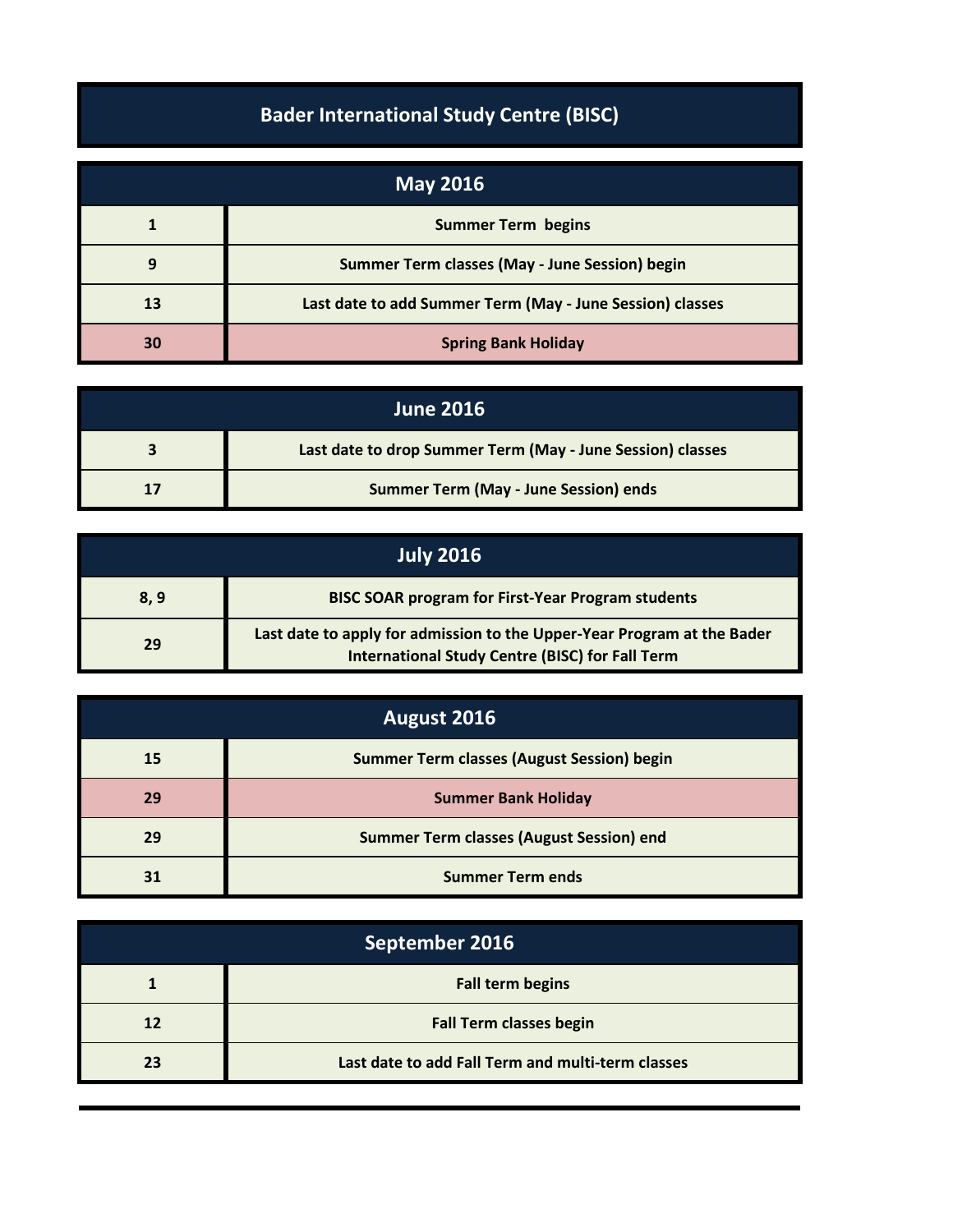# Bader International Study Centre (BISC)

| May 2016 | |
|---|---|
| 1 | Summer Term begins |
| 9 | Summer Term classes (May - June Session) begin |
| 13 | Last date to add Summer Term (May - June Session) classes |
| 30 | Spring Bank Holiday |

| June 2016 | |
|---|---|
| 3 | Last date to drop Summer Term (May - June Session) classes |
| 17 | Summer Term (May - June Session) ends |

| July 2016 | |
|---|---|
| 8, 9 | BISC SOAR program for First-Year Program students |
| 29 | Last date to apply for admission to the Upper-Year Program at the Bader International Study Centre (BISC) for Fall Term |

| August 2016 | |
|---|---|
| 15 | Summer Term classes (August Session) begin |
| 29 | Summer Bank Holiday |
| 29 | Summer Term classes (August Session) end |
| 31 | Summer Term ends |

| September 2016 | |
|---|---|
| 1 | Fall term begins |
| 12 | Fall Term classes begin |
| 23 | Last date to add Fall Term and multi-term classes |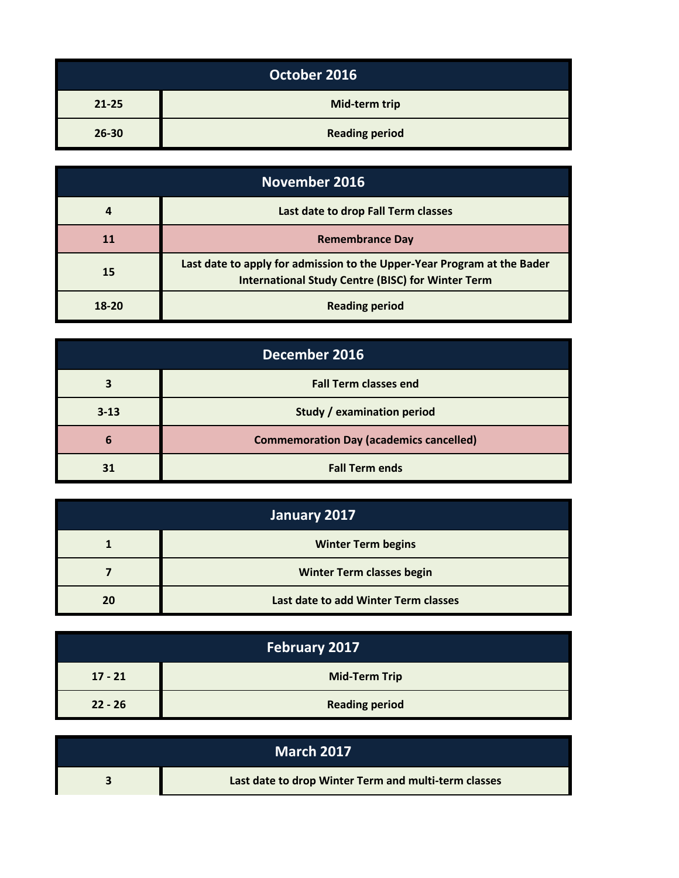| October 2016 | |
|---|---|
| 21-25 | Mid-term trip |
| 26-30 | Reading period |

| November 2016 | |
|---|---|
| 4 | Last date to drop Fall Term classes |
| 11 | Remembrance Day |
| 15 | Last date to apply for admission to the Upper-Year Program at the Bader International Study Centre (BISC) for Winter Term |
| 18-20 | Reading period |

| December 2016 | |
|---|---|
| 3 | Fall Term classes end |
| 3-13 | Study / examination period |
| 6 | Commemoration Day (academics cancelled) |
| 31 | Fall Term ends |

| January 2017 | |
|---|---|
| 1 | Winter Term begins |
| 7 | Winter Term classes begin |
| 20 | Last date to add Winter Term classes |

| February 2017 | |
|---|---|
| 17 - 21 | Mid-Term Trip |
| 22 - 26 | Reading period |

| March 2017 | |
|---|---|
| 3 | Last date to drop Winter Term and multi-term classes |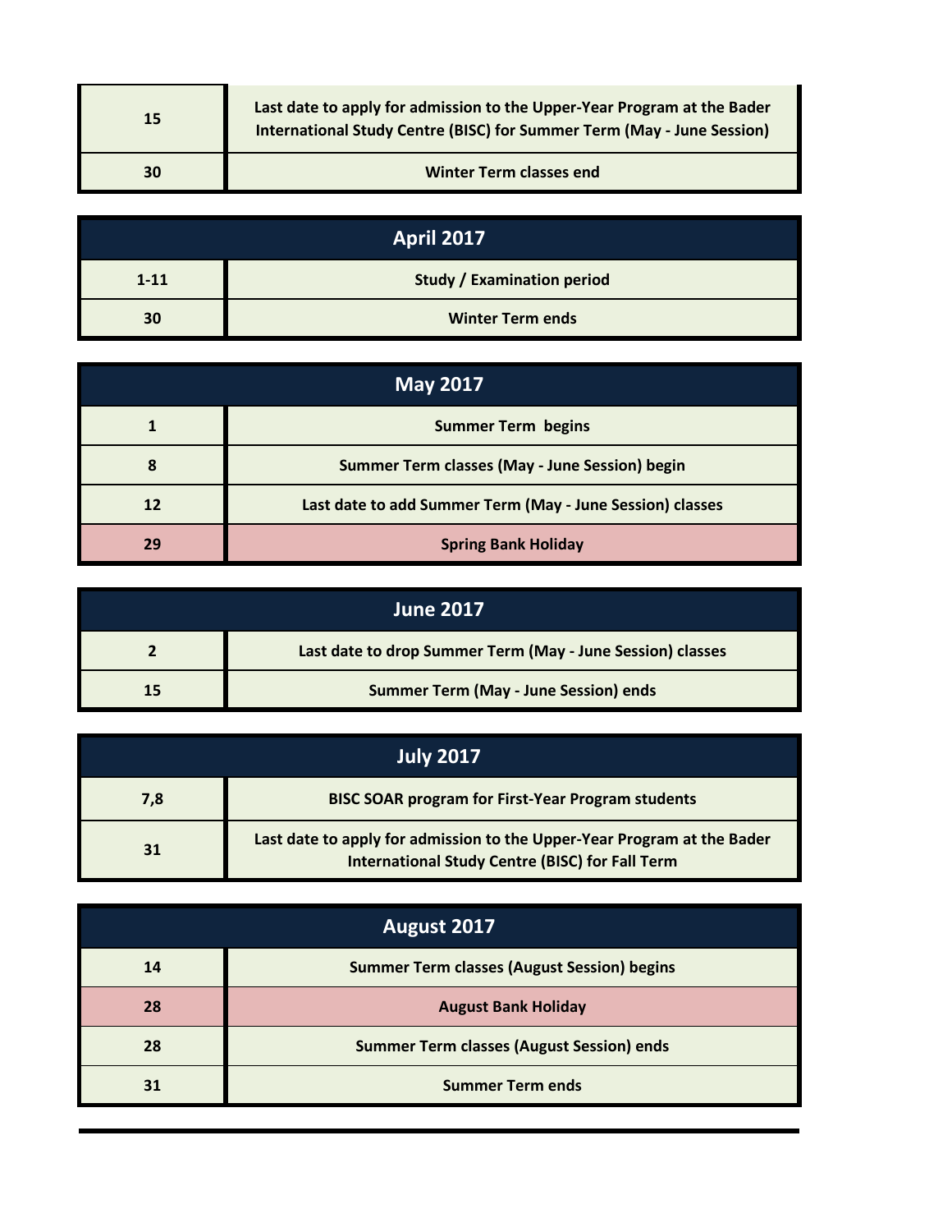| | |
|---|---|
| 15 | Last date to apply for admission to the Upper-Year Program at the Bader International Study Centre (BISC) for Summer Term (May - June Session) |
| 30 | Winter Term classes end |

| April 2017 | |
|---|---|
| 1-11 | Study / Examination period |
| 30 | Winter Term ends |

| May 2017 | |
|---|---|
| 1 | Summer Term begins |
| 8 | Summer Term classes (May - June Session) begin |
| 12 | Last date to add Summer Term (May - June Session) classes |
| 29 | Spring Bank Holiday |

| June 2017 | |
|---|---|
| 2 | Last date to drop Summer Term (May - June Session) classes |
| 15 | Summer Term (May - June Session) ends |

| July 2017 | |
|---|---|
| 7,8 | BISC SOAR program for First-Year Program students |
| 31 | Last date to apply for admission to the Upper-Year Program at the Bader International Study Centre (BISC) for Fall Term |

| August 2017 | |
|---|---|
| 14 | Summer Term classes (August Session) begins |
| 28 | August Bank Holiday |
| 28 | Summer Term classes (August Session) ends |
| 31 | Summer Term ends |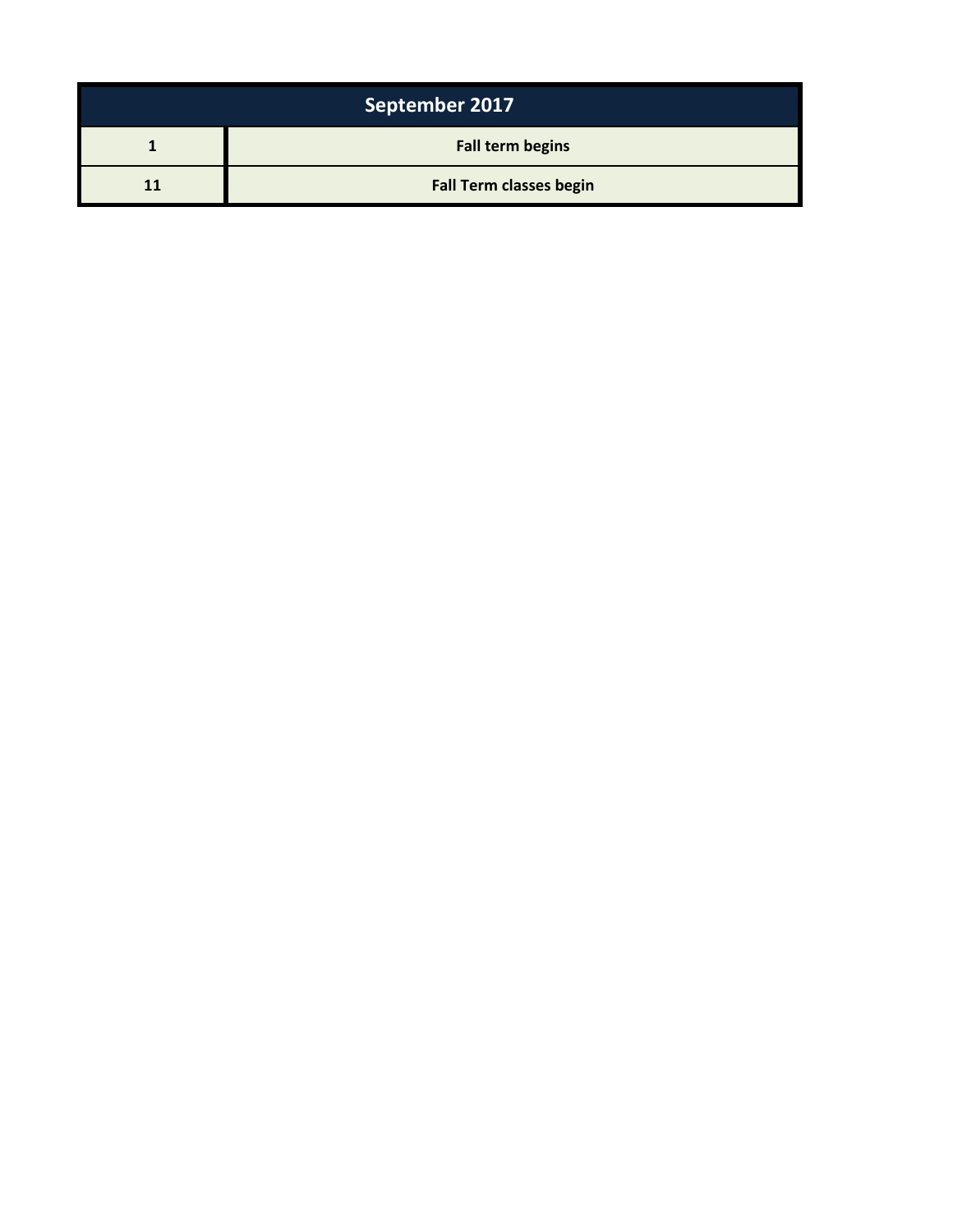| September 2017 | |
|---|---|
| 1 | Fall term begins |
| 11 | Fall Term classes begin |